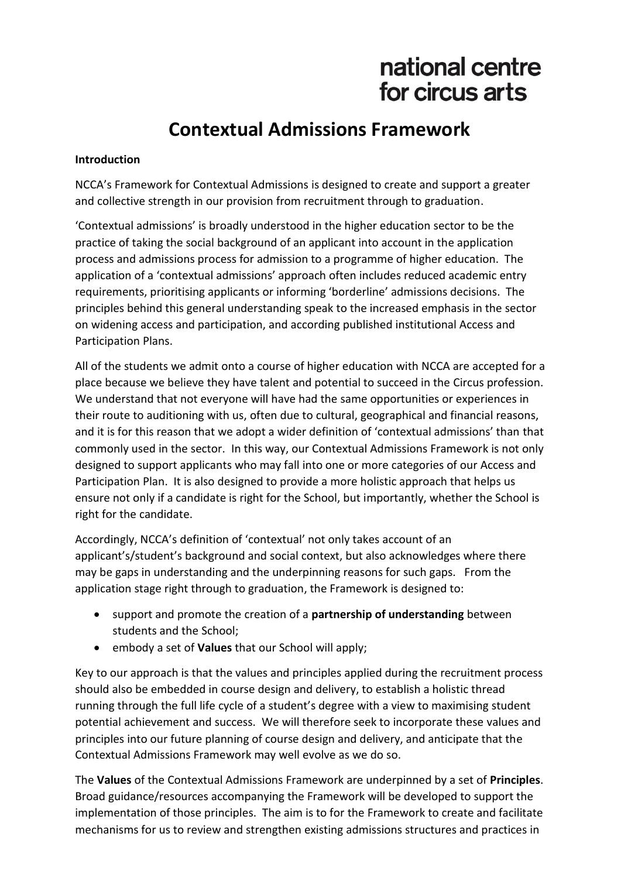national centre
for circus arts

# Contextual Admissions Framework

**Introduction**

NCCA's Framework for Contextual Admissions is designed to create and support a greater and collective strength in our provision from recruitment through to graduation.

'Contextual admissions' is broadly understood in the higher education sector to be the practice of taking the social background of an applicant into account in the application process and admissions process for admission to a programme of higher education. The application of a 'contextual admissions' approach often includes reduced academic entry requirements, prioritising applicants or informing 'borderline' admissions decisions. The principles behind this general understanding speak to the increased emphasis in the sector on widening access and participation, and according published institutional Access and Participation Plans.

All of the students we admit onto a course of higher education with NCCA are accepted for a place because we believe they have talent and potential to succeed in the Circus profession. We understand that not everyone will have had the same opportunities or experiences in their route to auditioning with us, often due to cultural, geographical and financial reasons, and it is for this reason that we adopt a wider definition of 'contextual admissions' than that commonly used in the sector. In this way, our Contextual Admissions Framework is not only designed to support applicants who may fall into one or more categories of our Access and Participation Plan. It is also designed to provide a more holistic approach that helps us ensure not only if a candidate is right for the School, but importantly, whether the School is right for the candidate.

Accordingly, NCCA's definition of 'contextual' not only takes account of an applicant's/student's background and social context, but also acknowledges where there may be gaps in understanding and the underpinning reasons for such gaps. From the application stage right through to graduation, the Framework is designed to:

- support and promote the creation of a **partnership of understanding** between students and the School;
- embody a set of **Values** that our School will apply;

Key to our approach is that the values and principles applied during the recruitment process should also be embedded in course design and delivery, to establish a holistic thread running through the full life cycle of a student's degree with a view to maximising student potential achievement and success. We will therefore seek to incorporate these values and principles into our future planning of course design and delivery, and anticipate that the Contextual Admissions Framework may well evolve as we do so.

The **Values** of the Contextual Admissions Framework are underpinned by a set of **Principles**. Broad guidance/resources accompanying the Framework will be developed to support the implementation of those principles. The aim is to for the Framework to create and facilitate mechanisms for us to review and strengthen existing admissions structures and practices in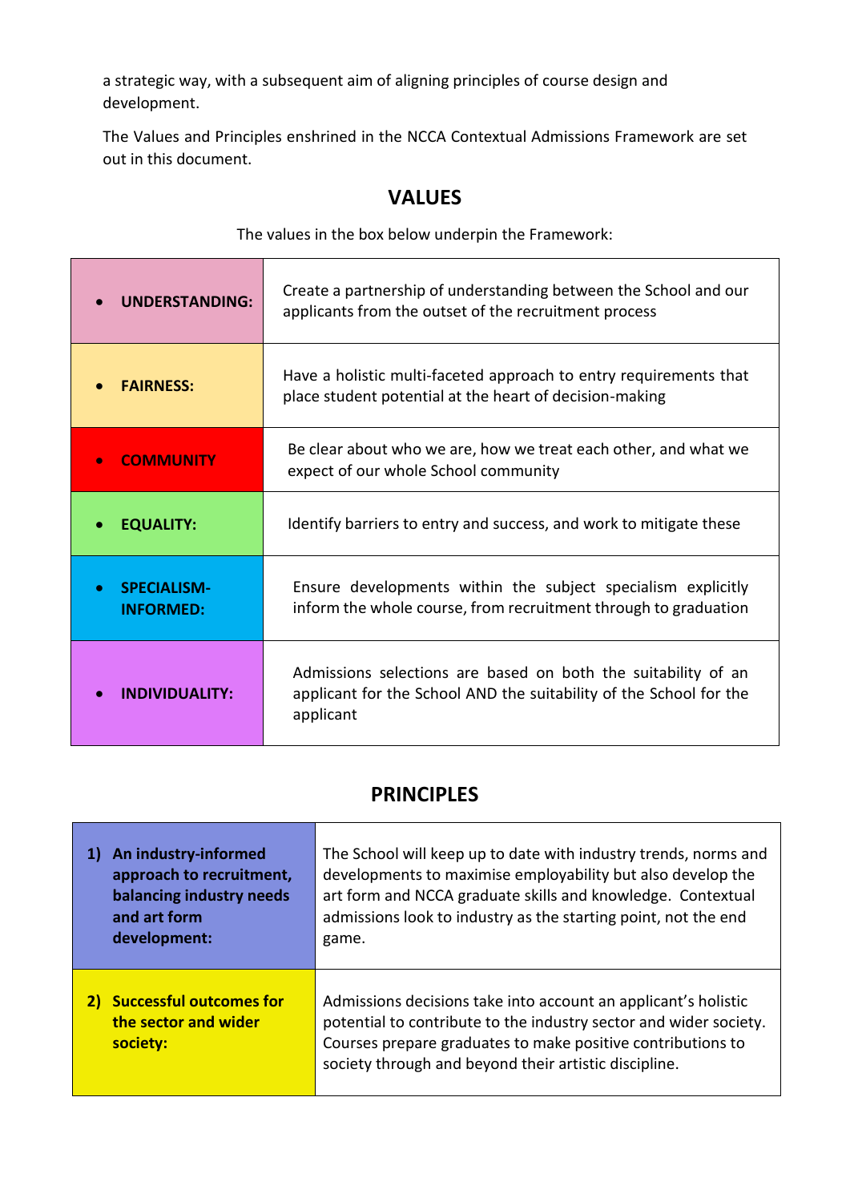a strategic way, with a subsequent aim of aligning principles of course design and development.

The Values and Principles enshrined in the NCCA Contextual Admissions Framework are set out in this document.

## VALUES

The values in the box below underpin the Framework:

| | |
|---|---|
| • **UNDERSTANDING:** | Create a partnership of understanding between the School and our applicants from the outset of the recruitment process |
| • **FAIRNESS:** | Have a holistic multi-faceted approach to entry requirements that place student potential at the heart of decision-making |
| • **COMMUNITY** | Be clear about who we are, how we treat each other, and what we expect of our whole School community |
| • **EQUALITY:** | Identify barriers to entry and success, and work to mitigate these |
| • **SPECIALISM-INFORMED:** | Ensure developments within the subject specialism explicitly inform the whole course, from recruitment through to graduation |
| • **INDIVIDUALITY:** | Admissions selections are based on both the suitability of an applicant for the School AND the suitability of the School for the applicant |

## PRINCIPLES

| | |
|---|---|
| **1) An industry-informed approach to recruitment, balancing industry needs and art form development:** | The School will keep up to date with industry trends, norms and developments to maximise employability but also develop the art form and NCCA graduate skills and knowledge. Contextual admissions look to industry as the starting point, not the end game. |
| **2) Successful outcomes for the sector and wider society:** | Admissions decisions take into account an applicant's holistic potential to contribute to the industry sector and wider society. Courses prepare graduates to make positive contributions to society through and beyond their artistic discipline. |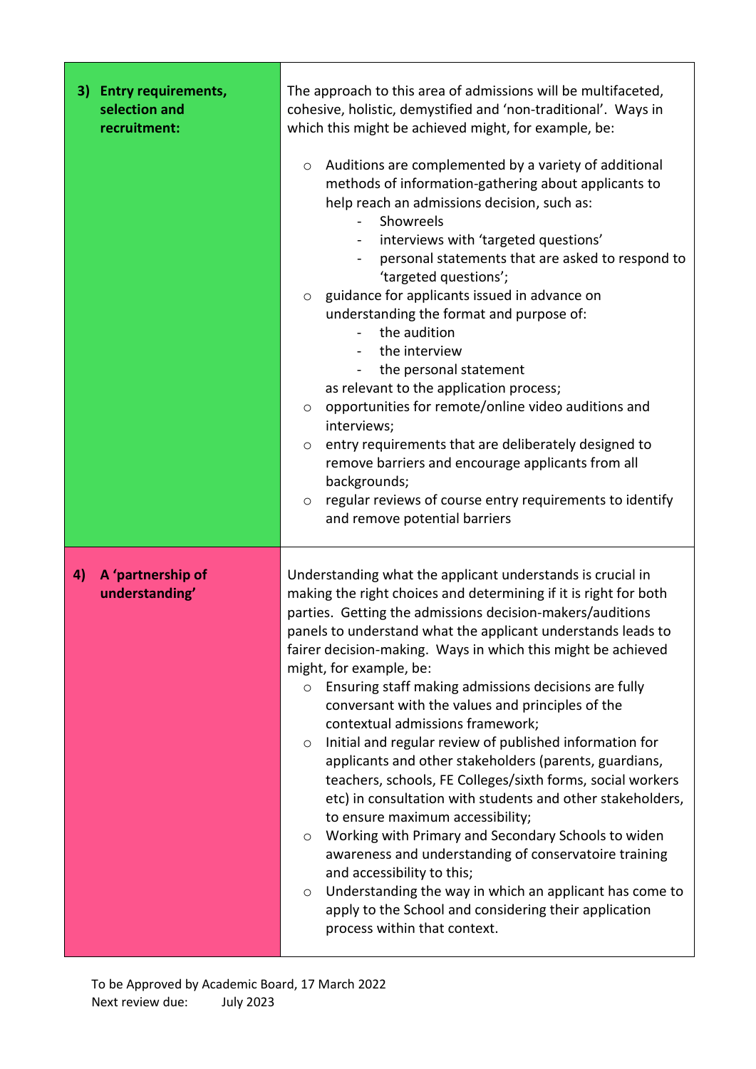| | |
|---|---|
| **3) Entry requirements, selection and recruitment:** | The approach to this area of admissions will be multifaceted, cohesive, holistic, demystified and 'non-traditional'. Ways in which this might be achieved might, for example, be:<br><br>○ Auditions are complemented by a variety of additional methods of information-gathering about applicants to help reach an admissions decision, such as:<br>&nbsp;&nbsp;&nbsp;&nbsp;- Showreels<br>&nbsp;&nbsp;&nbsp;&nbsp;- interviews with 'targeted questions'<br>&nbsp;&nbsp;&nbsp;&nbsp;- personal statements that are asked to respond to 'targeted questions';<br>○ guidance for applicants issued in advance on understanding the format and purpose of:<br>&nbsp;&nbsp;&nbsp;&nbsp;- the audition<br>&nbsp;&nbsp;&nbsp;&nbsp;- the interview<br>&nbsp;&nbsp;&nbsp;&nbsp;- the personal statement<br>as relevant to the application process;<br>○ opportunities for remote/online video auditions and interviews;<br>○ entry requirements that are deliberately designed to remove barriers and encourage applicants from all backgrounds;<br>○ regular reviews of course entry requirements to identify and remove potential barriers |
| **4) A 'partnership of understanding'** | Understanding what the applicant understands is crucial in making the right choices and determining if it is right for both parties. Getting the admissions decision-makers/auditions panels to understand what the applicant understands leads to fairer decision-making. Ways in which this might be achieved might, for example, be:<br>○ Ensuring staff making admissions decisions are fully conversant with the values and principles of the contextual admissions framework;<br>○ Initial and regular review of published information for applicants and other stakeholders (parents, guardians, teachers, schools, FE Colleges/sixth forms, social workers etc) in consultation with students and other stakeholders, to ensure maximum accessibility;<br>○ Working with Primary and Secondary Schools to widen awareness and understanding of conservatoire training and accessibility to this;<br>○ Understanding the way in which an applicant has come to apply to the School and considering their application process within that context. |

To be Approved by Academic Board, 17 March 2022
Next review due: July 2023